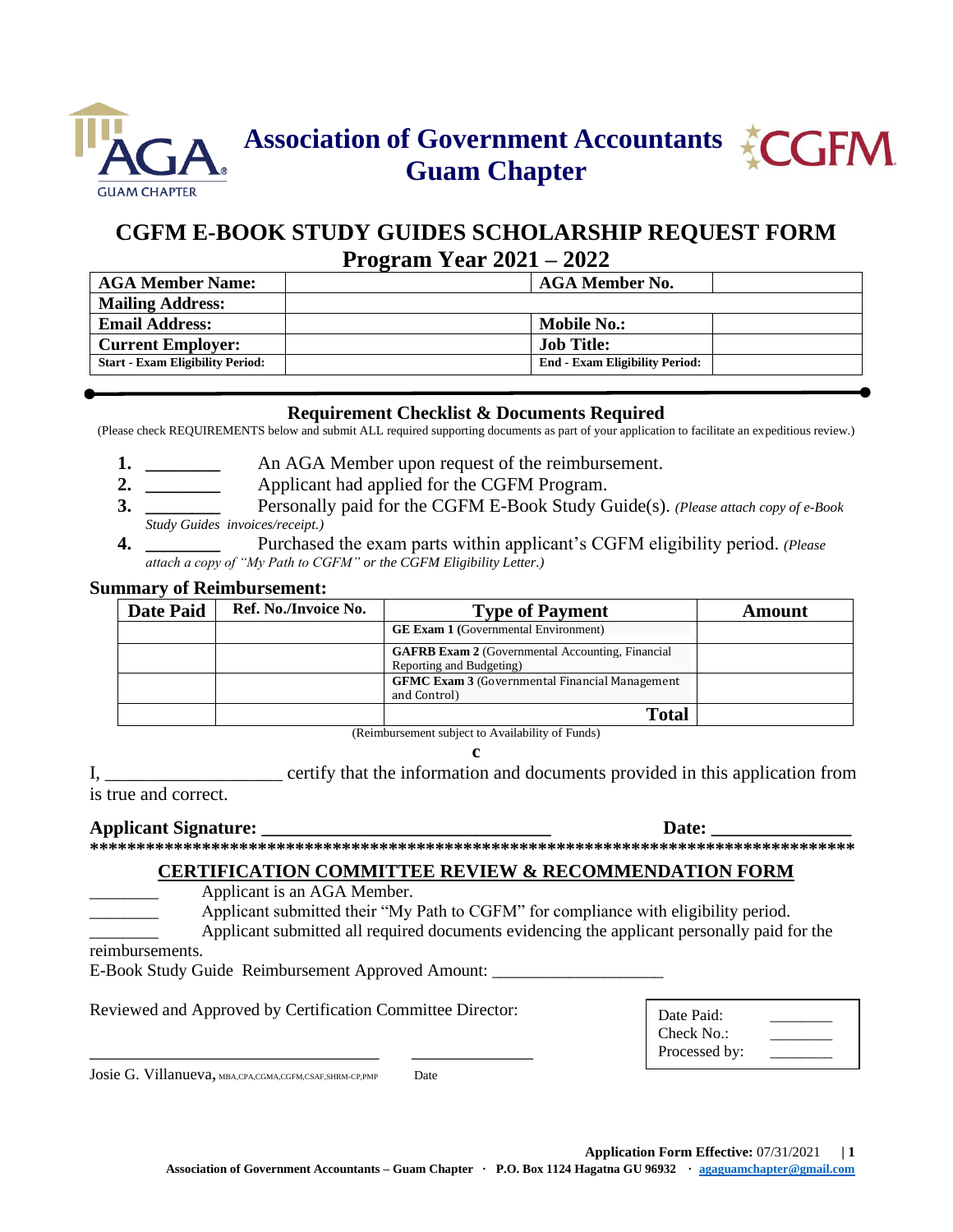# Association of Government Accountants
# Guam Chapter

## CGFM E-BOOK STUDY GUIDES SCHOLARSHIP REQUEST FORM
## Program Year 2021 – 2022

| | | | |
|---|---|---|---|
| **AGA Member Name:** | | **AGA Member No.** | |
| **Mailing Address:** | | | |
| **Email Address:** | | **Mobile No.:** | |
| **Current Employer:** | | **Job Title:** | |
| **Start - Exam Eligibility Period:** | | **End - Exam Eligibility Period:** | |

### Requirement Checklist & Documents Required

(Please check REQUIREMENTS below and submit ALL required supporting documents as part of your application to facilitate an expeditious review.)

1. ________ An AGA Member upon request of the reimbursement.
2. ________ Applicant had applied for the CGFM Program.
3. ________ Personally paid for the CGFM E-Book Study Guide(s). *(Please attach copy of e-Book Study Guides invoices/receipt.)*
4. ________ Purchased the exam parts within applicant's CGFM eligibility period. *(Please attach a copy of "My Path to CGFM" or the CGFM Eligibility Letter.)*

**Summary of Reimbursement:**

| Date Paid | Ref. No./Invoice No. | Type of Payment | Amount |
|---|---|---|---|
| | | **GE Exam 1** (Governmental Environment) | |
| | | **GAFRB Exam 2** (Governmental Accounting, Financial Reporting and Budgeting) | |
| | | **GFMC Exam 3** (Governmental Financial Management and Control) | |
| | | **Total** | |

(Reimbursement subject to Availability of Funds)

c

I, __________________ certify that the information and documents provided in this application from is true and correct.

**Applicant Signature: ______________________________ Date: ______________**

*********************************************************************************

### CERTIFICATION COMMITTEE REVIEW & RECOMMENDATION FORM

________ Applicant is an AGA Member.

________ Applicant submitted their "My Path to CGFM" for compliance with eligibility period.

________ Applicant submitted all required documents evidencing the applicant personally paid for the reimbursements.

E-Book Study Guide Reimbursement Approved Amount: ___________________

Reviewed and Approved by Certification Committee Director:

_________________________________ ______________

Josie G. Villanueva, MBA,CPA,CGMA,CGFM,CSAF,SHRM-CP,PMP Date

| | |
|---|---|
| Date Paid: | ________ |
| Check No.: | ________ |
| Processed by: | ________ |

**Application Form Effective:** 07/31/2021

**Association of Government Accountants – Guam Chapter · P.O. Box 1124 Hagatna GU 96932 · agaguamchapter@gmail.com**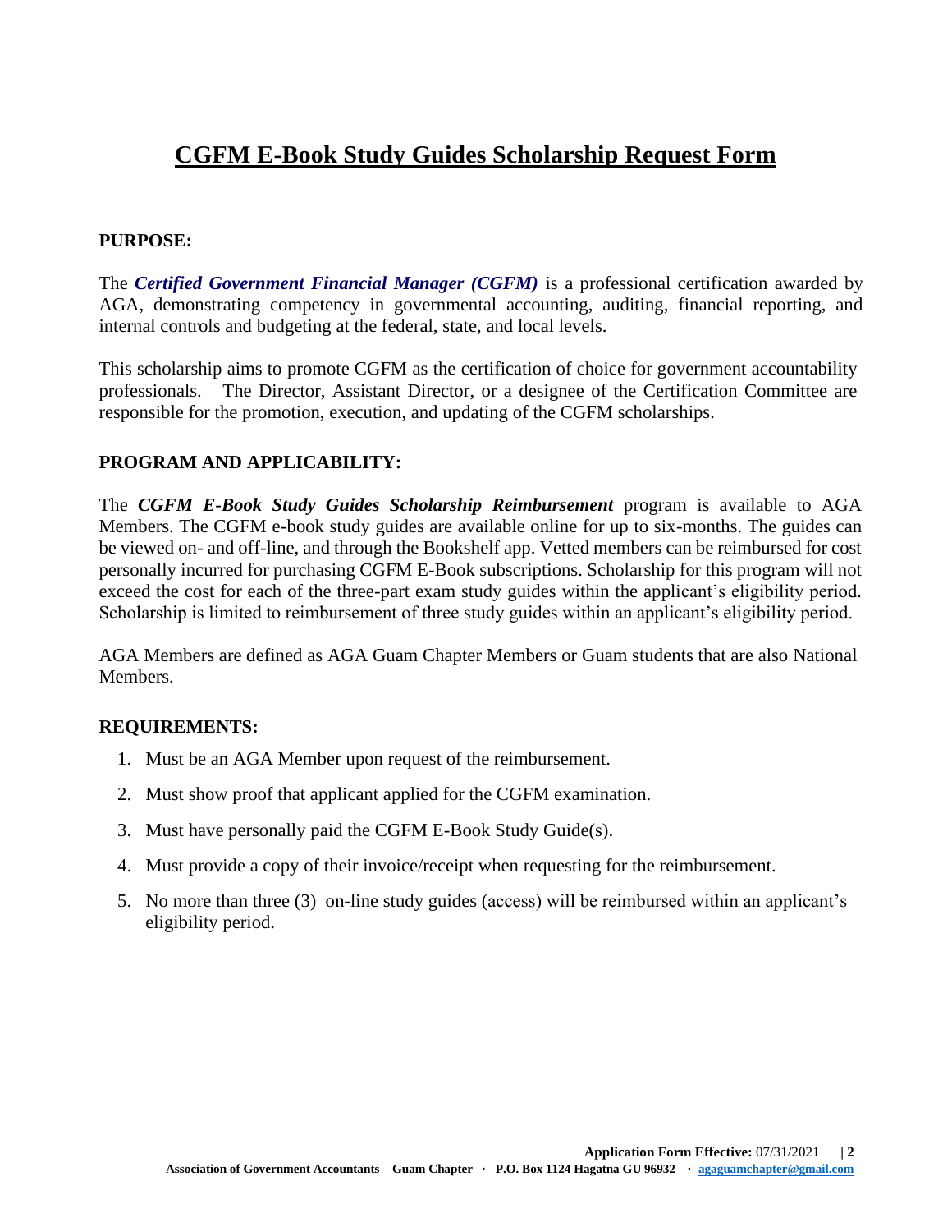# CGFM E-Book Study Guides Scholarship Request Form

## PURPOSE:

The ***Certified Government Financial Manager (CGFM)*** is a professional certification awarded by AGA, demonstrating competency in governmental accounting, auditing, financial reporting, and internal controls and budgeting at the federal, state, and local levels.

This scholarship aims to promote CGFM as the certification of choice for government accountability professionals. The Director, Assistant Director, or a designee of the Certification Committee are responsible for the promotion, execution, and updating of the CGFM scholarships.

## PROGRAM AND APPLICABILITY:

The ***CGFM E-Book Study Guides Scholarship Reimbursement*** program is available to AGA Members. The CGFM e-book study guides are available online for up to six-months. The guides can be viewed on- and off-line, and through the Bookshelf app. Vetted members can be reimbursed for cost personally incurred for purchasing CGFM E-Book subscriptions. Scholarship for this program will not exceed the cost for each of the three-part exam study guides within the applicant's eligibility period. Scholarship is limited to reimbursement of three study guides within an applicant's eligibility period.

AGA Members are defined as AGA Guam Chapter Members or Guam students that are also National Members.

## REQUIREMENTS:

1. Must be an AGA Member upon request of the reimbursement.
2. Must show proof that applicant applied for the CGFM examination.
3. Must have personally paid the CGFM E-Book Study Guide(s).
4. Must provide a copy of their invoice/receipt when requesting for the reimbursement.
5. No more than three (3) on-line study guides (access) will be reimbursed within an applicant's eligibility period.

**Application Form Effective:** 07/31/2021

**Association of Government Accountants – Guam Chapter · P.O. Box 1124 Hagatna GU 96932 · agaguamchapter@gmail.com**